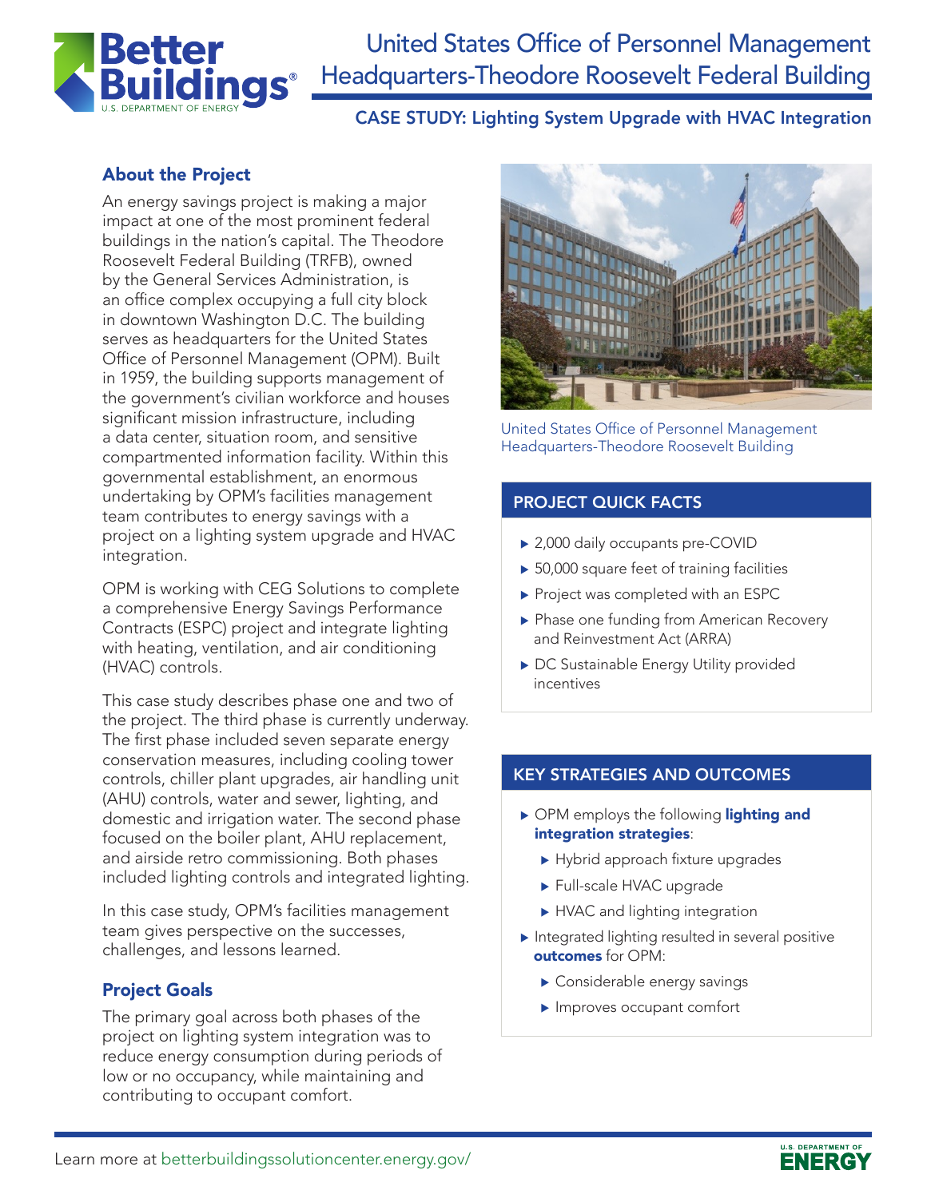# United States Office of Personnel Management Headquarters-Theodore Roosevelt Federal Building

## CASE STUDY: Lighting System Upgrade with HVAC Integration

### About the Project

An energy savings project is making a major impact at one of the most prominent federal buildings in the nation's capital. The Theodore Roosevelt Federal Building (TRFB), owned by the General Services Administration, is an office complex occupying a full city block in downtown Washington D.C. The building serves as headquarters for the United States Office of Personnel Management (OPM). Built in 1959, the building supports management of the government's civilian workforce and houses significant mission infrastructure, including a data center, situation room, and sensitive compartmented information facility. Within this governmental establishment, an enormous undertaking by OPM's facilities management team contributes to energy savings with a project on a lighting system upgrade and HVAC integration.

OPM is working with CEG Solutions to complete a comprehensive Energy Savings Performance Contracts (ESPC) project and integrate lighting with heating, ventilation, and air conditioning (HVAC) controls.

This case study describes phase one and two of the project. The third phase is currently underway. The first phase included seven separate energy conservation measures, including cooling tower controls, chiller plant upgrades, air handling unit (AHU) controls, water and sewer, lighting, and domestic and irrigation water. The second phase focused on the boiler plant, AHU replacement, and airside retro commissioning. Both phases included lighting controls and integrated lighting.

In this case study, OPM's facilities management team gives perspective on the successes, challenges, and lessons learned.

### Project Goals

The primary goal across both phases of the project on lighting system integration was to reduce energy consumption during periods of low or no occupancy, while maintaining and contributing to occupant comfort.

United States Office of Personnel Management Headquarters-Theodore Roosevelt Building

### PROJECT QUICK FACTS

- 2,000 daily occupants pre-COVID
- 50,000 square feet of training facilities
- Project was completed with an ESPC
- Phase one funding from American Recovery and Reinvestment Act (ARRA)
- DC Sustainable Energy Utility provided incentives

### KEY STRATEGIES AND OUTCOMES

- OPM employs the following **lighting and integration strategies**:
  - Hybrid approach fixture upgrades
  - Full-scale HVAC upgrade
  - HVAC and lighting integration
- Integrated lighting resulted in several positive **outcomes** for OPM:
  - Considerable energy savings
  - Improves occupant comfort

Learn more at betterbuildingssolutioncenter.energy.gov/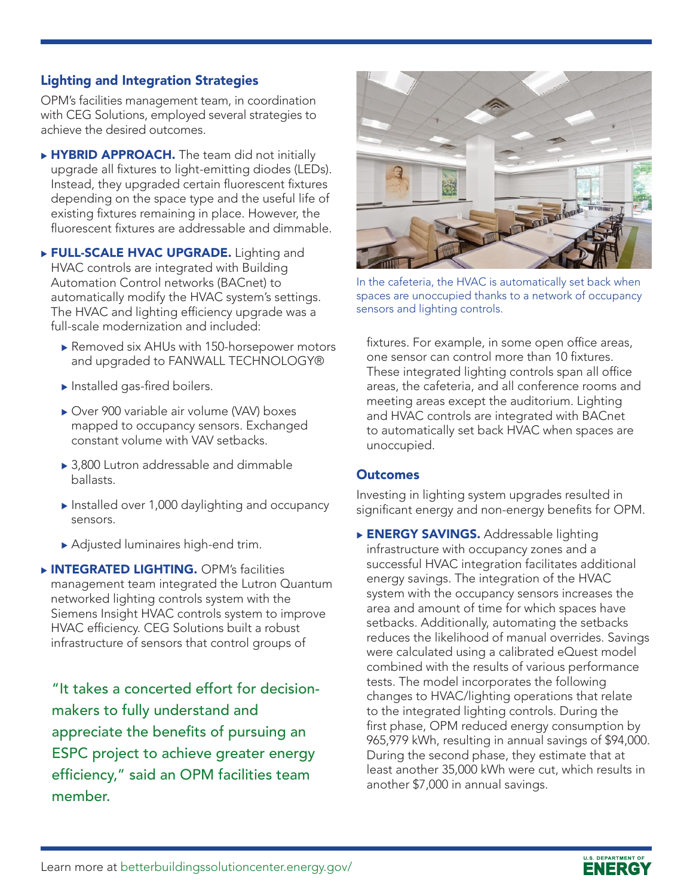## Lighting and Integration Strategies

OPM's facilities management team, in coordination with CEG Solutions, employed several strategies to achieve the desired outcomes.

- **HYBRID APPROACH.** The team did not initially upgrade all fixtures to light-emitting diodes (LEDs). Instead, they upgraded certain fluorescent fixtures depending on the space type and the useful life of existing fixtures remaining in place. However, the fluorescent fixtures are addressable and dimmable.
- **FULL-SCALE HVAC UPGRADE.** Lighting and HVAC controls are integrated with Building Automation Control networks (BACnet) to automatically modify the HVAC system's settings. The HVAC and lighting efficiency upgrade was a full-scale modernization and included:
  - Removed six AHUs with 150-horsepower motors and upgraded to FANWALL TECHNOLOGY®
  - Installed gas-fired boilers.
  - Over 900 variable air volume (VAV) boxes mapped to occupancy sensors. Exchanged constant volume with VAV setbacks.
  - 3,800 Lutron addressable and dimmable ballasts.
  - Installed over 1,000 daylighting and occupancy sensors.
  - Adjusted luminaires high-end trim.
- **INTEGRATED LIGHTING.** OPM's facilities management team integrated the Lutron Quantum networked lighting controls system with the Siemens Insight HVAC controls system to improve HVAC efficiency. CEG Solutions built a robust infrastructure of sensors that control groups of fixtures. For example, in some open office areas, one sensor can control more than 10 fixtures. These integrated lighting controls span all office areas, the cafeteria, and all conference rooms and meeting areas except the auditorium. Lighting and HVAC controls are integrated with BACnet to automatically set back HVAC when spaces are unoccupied.

"It takes a concerted effort for decision-makers to fully understand and appreciate the benefits of pursuing an ESPC project to achieve greater energy efficiency," said an OPM facilities team member.

In the cafeteria, the HVAC is automatically set back when spaces are unoccupied thanks to a network of occupancy sensors and lighting controls.

## Outcomes

Investing in lighting system upgrades resulted in significant energy and non-energy benefits for OPM.

- **ENERGY SAVINGS.** Addressable lighting infrastructure with occupancy zones and a successful HVAC integration facilitates additional energy savings. The integration of the HVAC system with the occupancy sensors increases the area and amount of time for which spaces have setbacks. Additionally, automating the setbacks reduces the likelihood of manual overrides. Savings were calculated using a calibrated eQuest model combined with the results of various performance tests. The model incorporates the following changes to HVAC/lighting operations that relate to the integrated lighting controls. During the first phase, OPM reduced energy consumption by 965,979 kWh, resulting in annual savings of $94,000. During the second phase, they estimate that at least another 35,000 kWh were cut, which results in another $7,000 in annual savings.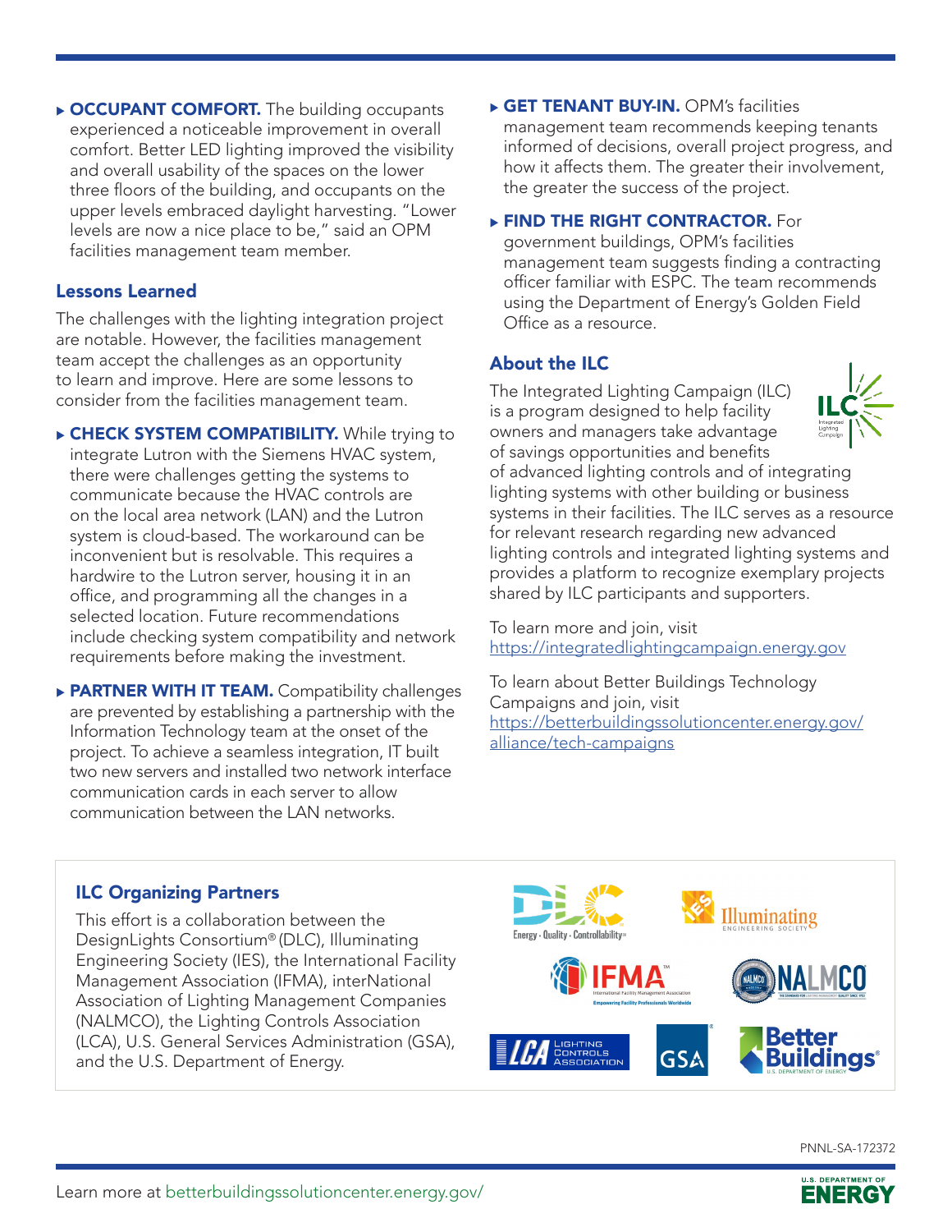- **OCCUPANT COMFORT.** The building occupants experienced a noticeable improvement in overall comfort. Better LED lighting improved the visibility and overall usability of the spaces on the lower three floors of the building, and occupants on the upper levels embraced daylight harvesting. "Lower levels are now a nice place to be," said an OPM facilities management team member.

## Lessons Learned

The challenges with the lighting integration project are notable. However, the facilities management team accept the challenges as an opportunity to learn and improve. Here are some lessons to consider from the facilities management team.

- **CHECK SYSTEM COMPATIBILITY.** While trying to integrate Lutron with the Siemens HVAC system, there were challenges getting the systems to communicate because the HVAC controls are on the local area network (LAN) and the Lutron system is cloud-based. The workaround can be inconvenient but is resolvable. This requires a hardwire to the Lutron server, housing it in an office, and programming all the changes in a selected location. Future recommendations include checking system compatibility and network requirements before making the investment.
- **PARTNER WITH IT TEAM.** Compatibility challenges are prevented by establishing a partnership with the Information Technology team at the onset of the project. To achieve a seamless integration, IT built two new servers and installed two network interface communication cards in each server to allow communication between the LAN networks.
- **GET TENANT BUY-IN.** OPM's facilities management team recommends keeping tenants informed of decisions, overall project progress, and how it affects them. The greater their involvement, the greater the success of the project.
- **FIND THE RIGHT CONTRACTOR.** For government buildings, OPM's facilities management team suggests finding a contracting officer familiar with ESPC. The team recommends using the Department of Energy's Golden Field Office as a resource.

## About the ILC

The Integrated Lighting Campaign (ILC) is a program designed to help facility owners and managers take advantage of savings opportunities and benefits of advanced lighting controls and of integrating lighting systems with other building or business systems in their facilities. The ILC serves as a resource for relevant research regarding new advanced lighting controls and integrated lighting systems and provides a platform to recognize exemplary projects shared by ILC participants and supporters.

To learn more and join, visit https://integratedlightingcampaign.energy.gov

To learn about Better Buildings Technology Campaigns and join, visit https://betterbuildingssolutioncenter.energy.gov/alliance/tech-campaigns

### ILC Organizing Partners

This effort is a collaboration between the DesignLights Consortium® (DLC), Illuminating Engineering Society (IES), the International Facility Management Association (IFMA), interNational Association of Lighting Management Companies (NALMCO), the Lighting Controls Association (LCA), U.S. General Services Administration (GSA), and the U.S. Department of Energy.

PNNL-SA-172372

Learn more at betterbuildingssolutioncenter.energy.gov/